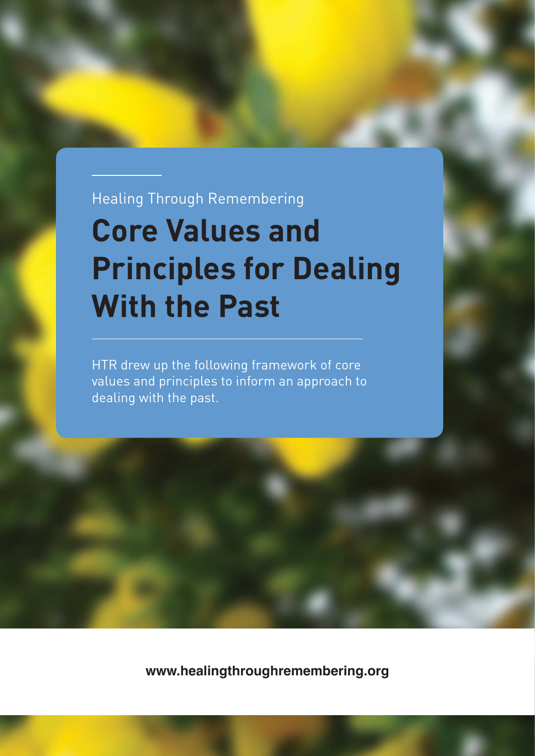Healing Through Remembering

# Core Values and Principles for Dealing With the Past

HTR drew up the following framework of core values and principles to inform an approach to dealing with the past.

**www.healingthroughremembering.org**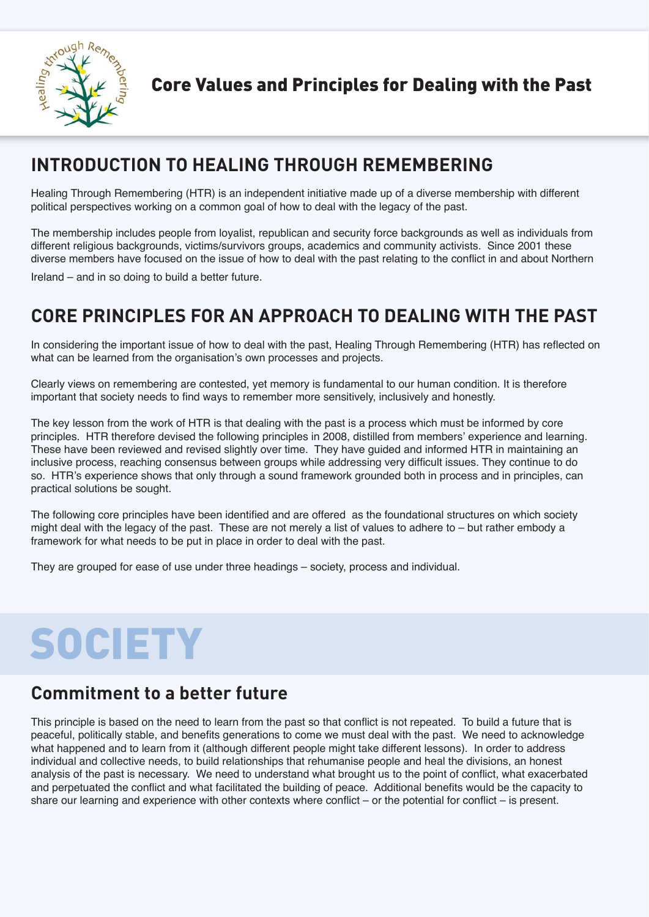# Core Values and Principles for Dealing with the Past

## INTRODUCTION TO HEALING THROUGH REMEMBERING

Healing Through Remembering (HTR) is an independent initiative made up of a diverse membership with different political perspectives working on a common goal of how to deal with the legacy of the past.

The membership includes people from loyalist, republican and security force backgrounds as well as individuals from different religious backgrounds, victims/survivors groups, academics and community activists. Since 2001 these diverse members have focused on the issue of how to deal with the past relating to the conflict in and about Northern Ireland – and in so doing to build a better future.

## CORE PRINCIPLES FOR AN APPROACH TO DEALING WITH THE PAST

In considering the important issue of how to deal with the past, Healing Through Remembering (HTR) has reflected on what can be learned from the organisation's own processes and projects.

Clearly views on remembering are contested, yet memory is fundamental to our human condition. It is therefore important that society needs to find ways to remember more sensitively, inclusively and honestly.

The key lesson from the work of HTR is that dealing with the past is a process which must be informed by core principles. HTR therefore devised the following principles in 2008, distilled from members' experience and learning. These have been reviewed and revised slightly over time. They have guided and informed HTR in maintaining an inclusive process, reaching consensus between groups while addressing very difficult issues. They continue to do so. HTR's experience shows that only through a sound framework grounded both in process and in principles, can practical solutions be sought.

The following core principles have been identified and are offered as the foundational structures on which society might deal with the legacy of the past. These are not merely a list of values to adhere to – but rather embody a framework for what needs to be put in place in order to deal with the past.

They are grouped for ease of use under three headings – society, process and individual.

# SOCIETY

## Commitment to a better future

This principle is based on the need to learn from the past so that conflict is not repeated. To build a future that is peaceful, politically stable, and benefits generations to come we must deal with the past. We need to acknowledge what happened and to learn from it (although different people might take different lessons). In order to address individual and collective needs, to build relationships that rehumanise people and heal the divisions, an honest analysis of the past is necessary. We need to understand what brought us to the point of conflict, what exacerbated and perpetuated the conflict and what facilitated the building of peace. Additional benefits would be the capacity to share our learning and experience with other contexts where conflict – or the potential for conflict – is present.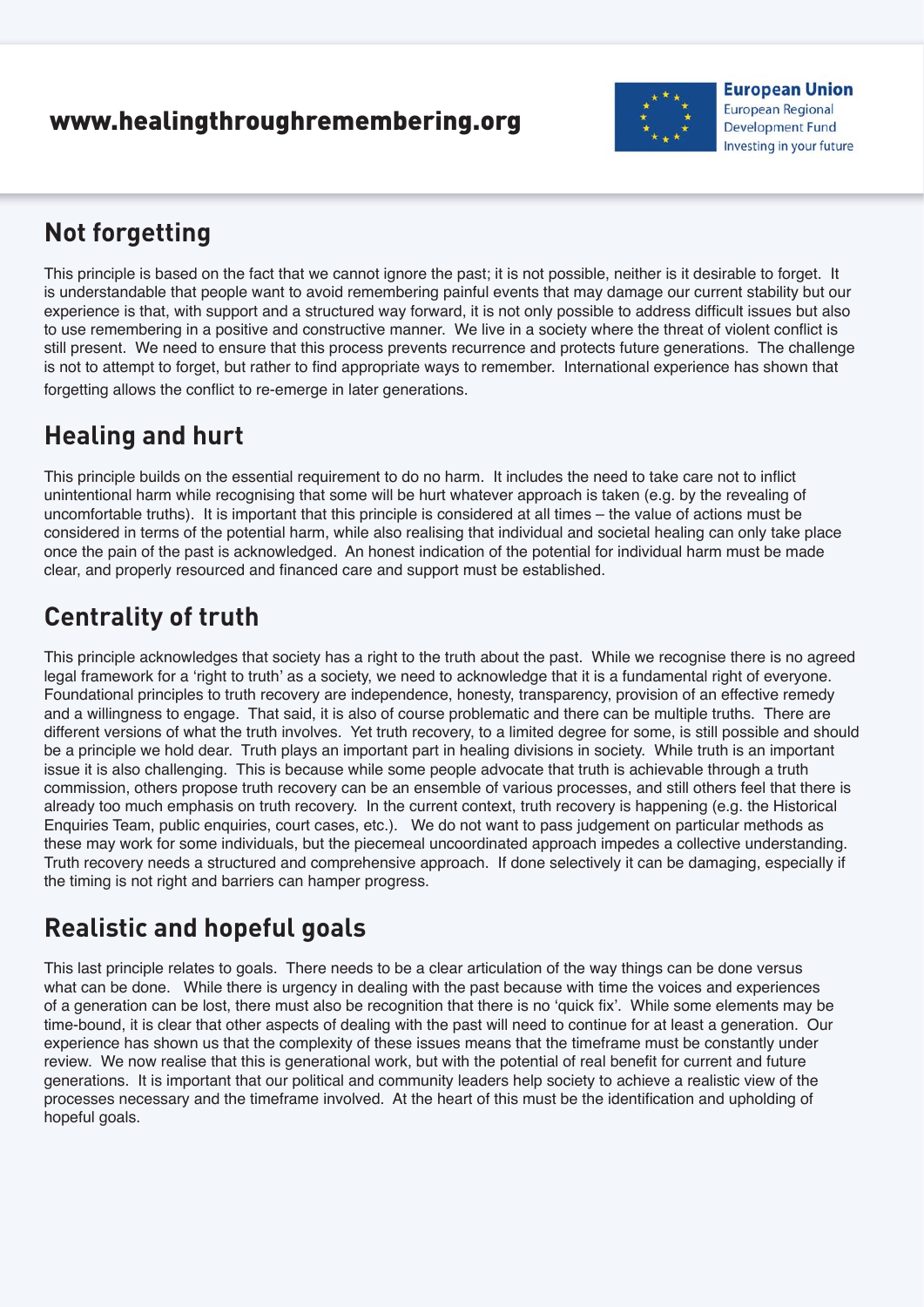## Not forgetting

This principle is based on the fact that we cannot ignore the past; it is not possible, neither is it desirable to forget. It is understandable that people want to avoid remembering painful events that may damage our current stability but our experience is that, with support and a structured way forward, it is not only possible to address difficult issues but also to use remembering in a positive and constructive manner. We live in a society where the threat of violent conflict is still present. We need to ensure that this process prevents recurrence and protects future generations. The challenge is not to attempt to forget, but rather to find appropriate ways to remember. International experience has shown that forgetting allows the conflict to re-emerge in later generations.

## Healing and hurt

This principle builds on the essential requirement to do no harm. It includes the need to take care not to inflict unintentional harm while recognising that some will be hurt whatever approach is taken (e.g. by the revealing of uncomfortable truths). It is important that this principle is considered at all times – the value of actions must be considered in terms of the potential harm, while also realising that individual and societal healing can only take place once the pain of the past is acknowledged. An honest indication of the potential for individual harm must be made clear, and properly resourced and financed care and support must be established.

## Centrality of truth

This principle acknowledges that society has a right to the truth about the past. While we recognise there is no agreed legal framework for a 'right to truth' as a society, we need to acknowledge that it is a fundamental right of everyone. Foundational principles to truth recovery are independence, honesty, transparency, provision of an effective remedy and a willingness to engage. That said, it is also of course problematic and there can be multiple truths. There are different versions of what the truth involves. Yet truth recovery, to a limited degree for some, is still possible and should be a principle we hold dear. Truth plays an important part in healing divisions in society. While truth is an important issue it is also challenging. This is because while some people advocate that truth is achievable through a truth commission, others propose truth recovery can be an ensemble of various processes, and still others feel that there is already too much emphasis on truth recovery. In the current context, truth recovery is happening (e.g. the Historical Enquiries Team, public enquiries, court cases, etc.). We do not want to pass judgement on particular methods as these may work for some individuals, but the piecemeal uncoordinated approach impedes a collective understanding. Truth recovery needs a structured and comprehensive approach. If done selectively it can be damaging, especially if the timing is not right and barriers can hamper progress.

## Realistic and hopeful goals

This last principle relates to goals. There needs to be a clear articulation of the way things can be done versus what can be done. While there is urgency in dealing with the past because with time the voices and experiences of a generation can be lost, there must also be recognition that there is no 'quick fix'. While some elements may be time-bound, it is clear that other aspects of dealing with the past will need to continue for at least a generation. Our experience has shown us that the complexity of these issues means that the timeframe must be constantly under review. We now realise that this is generational work, but with the potential of real benefit for current and future generations. It is important that our political and community leaders help society to achieve a realistic view of the processes necessary and the timeframe involved. At the heart of this must be the identification and upholding of hopeful goals.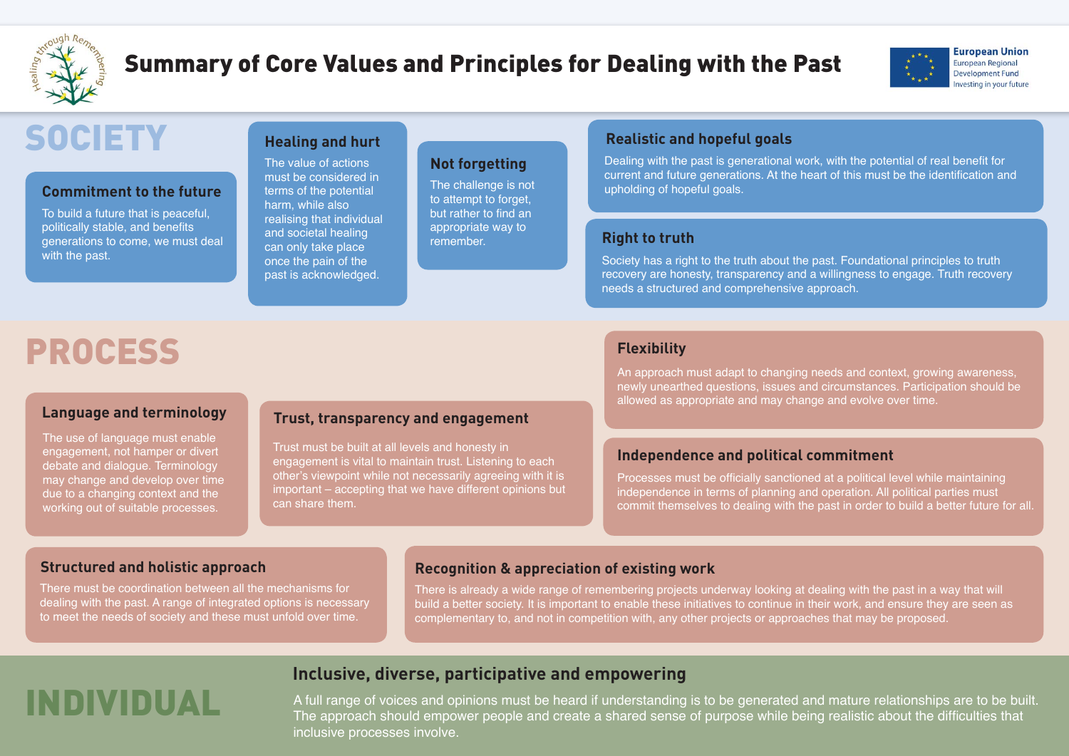# Summary of Core Values and Principles for Dealing with the Past

Healing through Remembering

European Union
European Regional Development Fund
Investing in your future

## SOCIETY

### Commitment to the future

To build a future that is peaceful, politically stable, and benefits generations to come, we must deal with the past.

### Healing and hurt

The value of actions must be considered in terms of the potential harm, while also realising that individual and societal healing can only take place once the pain of the past is acknowledged.

### Not forgetting

The challenge is not to attempt to forget, but rather to find an appropriate way to remember.

### Realistic and hopeful goals

Dealing with the past is generational work, with the potential of real benefit for current and future generations. At the heart of this must be the identification and upholding of hopeful goals.

### Right to truth

Society has a right to the truth about the past. Foundational principles to truth recovery are honesty, transparency and a willingness to engage. Truth recovery needs a structured and comprehensive approach.

## PROCESS

### Language and terminology

The use of language must enable engagement, not hamper or divert debate and dialogue. Terminology may change and develop over time due to a changing context and the working out of suitable processes.

### Trust, transparency and engagement

Trust must be built at all levels and honesty in engagement is vital to maintain trust. Listening to each other's viewpoint while not necessarily agreeing with it is important – accepting that we have different opinions but can share them.

### Flexibility

An approach must adapt to changing needs and context, growing awareness, newly unearthed questions, issues and circumstances. Participation should be allowed as appropriate and may change and evolve over time.

### Independence and political commitment

Processes must be officially sanctioned at a political level while maintaining independence in terms of planning and operation. All political parties must commit themselves to dealing with the past in order to build a better future for all.

### Structured and holistic approach

There must be coordination between all the mechanisms for dealing with the past. A range of integrated options is necessary to meet the needs of society and these must unfold over time.

### Recognition & appreciation of existing work

There is already a wide range of remembering projects underway looking at dealing with the past in a way that will build a better society. It is important to enable these initiatives to continue in their work, and ensure they are seen as complementary to, and not in competition with, any other projects or approaches that may be proposed.

## INDIVIDUAL

### Inclusive, diverse, participative and empowering

A full range of voices and opinions must be heard if understanding is to be generated and mature relationships are to be built. The approach should empower people and create a shared sense of purpose while being realistic about the difficulties that inclusive processes involve.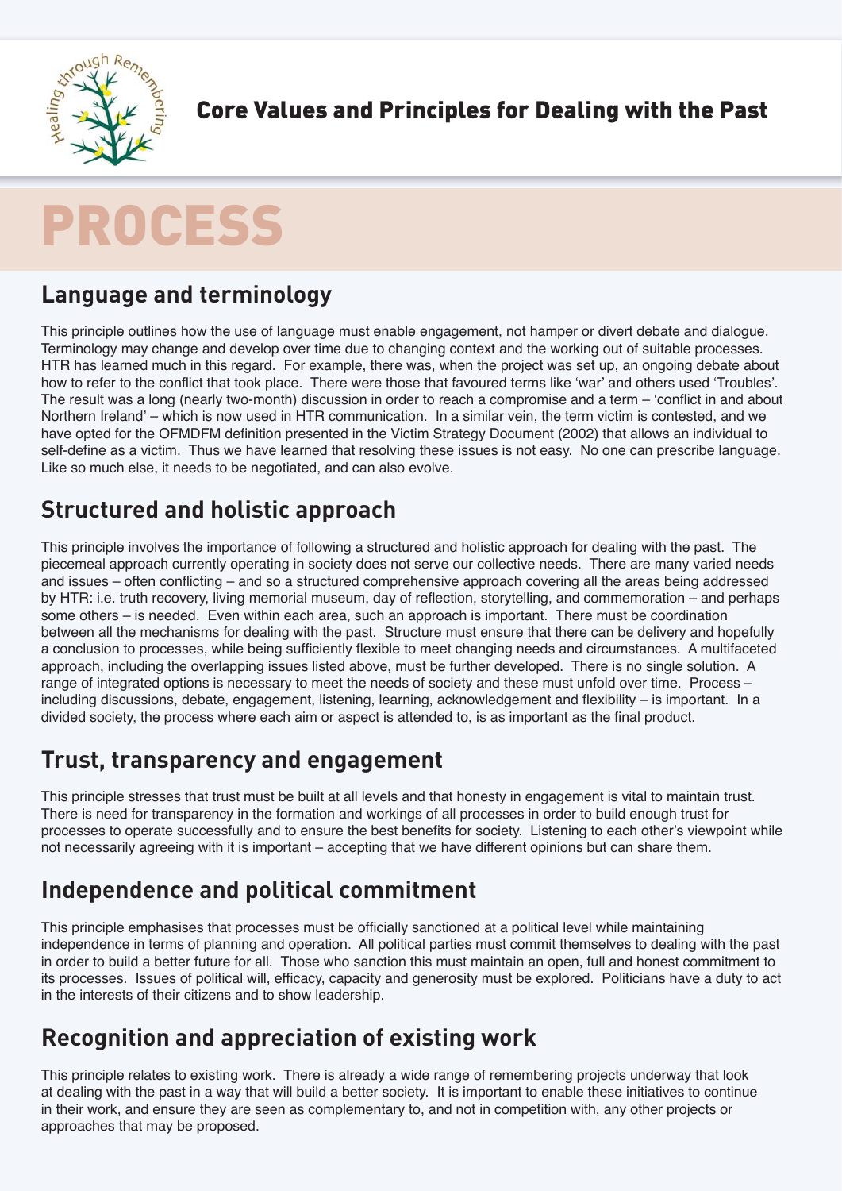Core Values and Principles for Dealing with the Past

# PROCESS

## Language and terminology

This principle outlines how the use of language must enable engagement, not hamper or divert debate and dialogue. Terminology may change and develop over time due to changing context and the working out of suitable processes. HTR has learned much in this regard. For example, there was, when the project was set up, an ongoing debate about how to refer to the conflict that took place. There were those that favoured terms like 'war' and others used 'Troubles'. The result was a long (nearly two-month) discussion in order to reach a compromise and a term – 'conflict in and about Northern Ireland' – which is now used in HTR communication. In a similar vein, the term victim is contested, and we have opted for the OFMDFM definition presented in the Victim Strategy Document (2002) that allows an individual to self-define as a victim. Thus we have learned that resolving these issues is not easy. No one can prescribe language. Like so much else, it needs to be negotiated, and can also evolve.

## Structured and holistic approach

This principle involves the importance of following a structured and holistic approach for dealing with the past. The piecemeal approach currently operating in society does not serve our collective needs. There are many varied needs and issues – often conflicting – and so a structured comprehensive approach covering all the areas being addressed by HTR: i.e. truth recovery, living memorial museum, day of reflection, storytelling, and commemoration – and perhaps some others – is needed. Even within each area, such an approach is important. There must be coordination between all the mechanisms for dealing with the past. Structure must ensure that there can be delivery and hopefully a conclusion to processes, while being sufficiently flexible to meet changing needs and circumstances. A multifaceted approach, including the overlapping issues listed above, must be further developed. There is no single solution. A range of integrated options is necessary to meet the needs of society and these must unfold over time. Process – including discussions, debate, engagement, listening, learning, acknowledgement and flexibility – is important. In a divided society, the process where each aim or aspect is attended to, is as important as the final product.

## Trust, transparency and engagement

This principle stresses that trust must be built at all levels and that honesty in engagement is vital to maintain trust. There is need for transparency in the formation and workings of all processes in order to build enough trust for processes to operate successfully and to ensure the best benefits for society. Listening to each other's viewpoint while not necessarily agreeing with it is important – accepting that we have different opinions but can share them.

## Independence and political commitment

This principle emphasises that processes must be officially sanctioned at a political level while maintaining independence in terms of planning and operation. All political parties must commit themselves to dealing with the past in order to build a better future for all. Those who sanction this must maintain an open, full and honest commitment to its processes. Issues of political will, efficacy, capacity and generosity must be explored. Politicians have a duty to act in the interests of their citizens and to show leadership.

## Recognition and appreciation of existing work

This principle relates to existing work. There is already a wide range of remembering projects underway that look at dealing with the past in a way that will build a better society. It is important to enable these initiatives to continue in their work, and ensure they are seen as complementary to, and not in competition with, any other projects or approaches that may be proposed.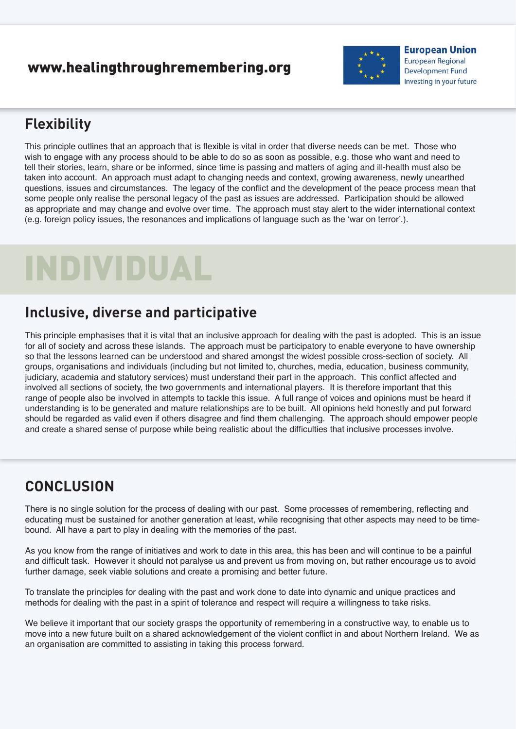## Flexibility

This principle outlines that an approach that is flexible is vital in order that diverse needs can be met. Those who wish to engage with any process should to be able to do so as soon as possible, e.g. those who want and need to tell their stories, learn, share or be informed, since time is passing and matters of aging and ill-health must also be taken into account. An approach must adapt to changing needs and context, growing awareness, newly unearthed questions, issues and circumstances. The legacy of the conflict and the development of the peace process mean that some people only realise the personal legacy of the past as issues are addressed. Participation should be allowed as appropriate and may change and evolve over time. The approach must stay alert to the wider international context (e.g. foreign policy issues, the resonances and implications of language such as the 'war on terror'.).

# INDIVIDUAL

## Inclusive, diverse and participative

This principle emphasises that it is vital that an inclusive approach for dealing with the past is adopted. This is an issue for all of society and across these islands. The approach must be participatory to enable everyone to have ownership so that the lessons learned can be understood and shared amongst the widest possible cross-section of society. All groups, organisations and individuals (including but not limited to, churches, media, education, business community, judiciary, academia and statutory services) must understand their part in the approach. This conflict affected and involved all sections of society, the two governments and international players. It is therefore important that this range of people also be involved in attempts to tackle this issue. A full range of voices and opinions must be heard if understanding is to be generated and mature relationships are to be built. All opinions held honestly and put forward should be regarded as valid even if others disagree and find them challenging. The approach should empower people and create a shared sense of purpose while being realistic about the difficulties that inclusive processes involve.

## CONCLUSION

There is no single solution for the process of dealing with our past. Some processes of remembering, reflecting and educating must be sustained for another generation at least, while recognising that other aspects may need to be time-bound. All have a part to play in dealing with the memories of the past.

As you know from the range of initiatives and work to date in this area, this has been and will continue to be a painful and difficult task. However it should not paralyse us and prevent us from moving on, but rather encourage us to avoid further damage, seek viable solutions and create a promising and better future.

To translate the principles for dealing with the past and work done to date into dynamic and unique practices and methods for dealing with the past in a spirit of tolerance and respect will require a willingness to take risks.

We believe it important that our society grasps the opportunity of remembering in a constructive way, to enable us to move into a new future built on a shared acknowledgement of the violent conflict in and about Northern Ireland. We as an organisation are committed to assisting in taking this process forward.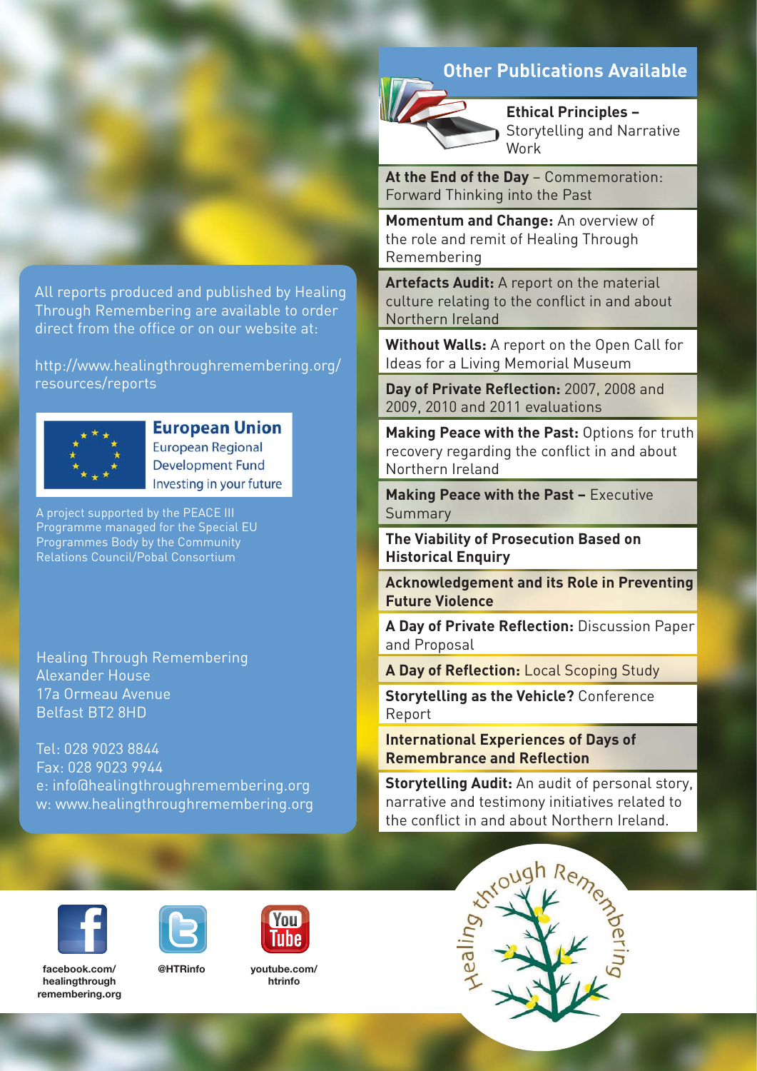All reports produced and published by Healing Through Remembering are available to order direct from the office or on our website at:

http://www.healingthroughremembering.org/resources/reports

**European Union**
European Regional Development Fund
Investing in your future

A project supported by the PEACE III Programme managed for the Special EU Programmes Body by the Community Relations Council/Pobal Consortium

Healing Through Remembering
Alexander House
17a Ormeau Avenue
Belfast BT2 8HD

Tel: 028 9023 8844
Fax: 028 9023 9944
e: info@healingthroughremembering.org
w: www.healingthroughremembering.org

## Other Publications Available

**Ethical Principles –** Storytelling and Narrative Work

**At the End of the Day** – Commemoration: Forward Thinking into the Past

**Momentum and Change:** An overview of the role and remit of Healing Through Remembering

**Artefacts Audit:** A report on the material culture relating to the conflict in and about Northern Ireland

**Without Walls:** A report on the Open Call for Ideas for a Living Memorial Museum

**Day of Private Reflection:** 2007, 2008 and 2009, 2010 and 2011 evaluations

**Making Peace with the Past:** Options for truth recovery regarding the conflict in and about Northern Ireland

**Making Peace with the Past –** Executive Summary

**The Viability of Prosecution Based on Historical Enquiry**

**Acknowledgement and its Role in Preventing Future Violence**

**A Day of Private Reflection:** Discussion Paper and Proposal

**A Day of Reflection:** Local Scoping Study

**Storytelling as the Vehicle?** Conference Report

**International Experiences of Days of Remembrance and Reflection**

**Storytelling Audit:** An audit of personal story, narrative and testimony initiatives related to the conflict in and about Northern Ireland.

facebook.com/healingthroughremembering.org

@HTRinfo

youtube.com/htrinfo

Healing through Remembering